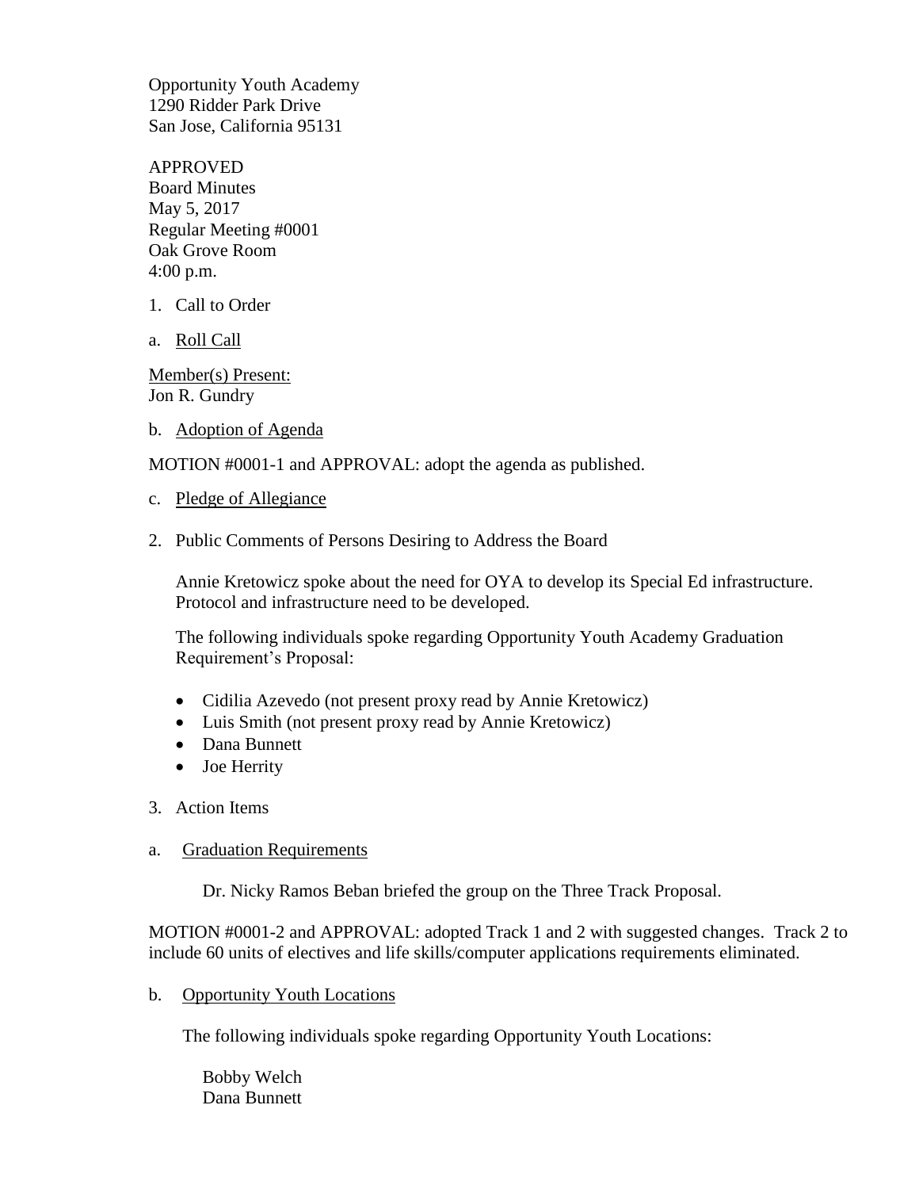Opportunity Youth Academy
1290 Ridder Park Drive
San Jose, California 95131

APPROVED
Board Minutes
May 5, 2017
Regular Meeting #0001
Oak Grove Room
4:00 p.m.

1. Call to Order

a. Roll Call

Member(s) Present:
Jon R. Gundry

b. Adoption of Agenda

MOTION #0001-1 and APPROVAL: adopt the agenda as published.

c. Pledge of Allegiance

2. Public Comments of Persons Desiring to Address the Board

   Annie Kretowicz spoke about the need for OYA to develop its Special Ed infrastructure. Protocol and infrastructure need to be developed.

   The following individuals spoke regarding Opportunity Youth Academy Graduation Requirement's Proposal:

   - Cidilia Azevedo (not present proxy read by Annie Kretowicz)
   - Luis Smith (not present proxy read by Annie Kretowicz)
   - Dana Bunnett
   - Joe Herrity

3. Action Items

a. Graduation Requirements

   Dr. Nicky Ramos Beban briefed the group on the Three Track Proposal.

MOTION #0001-2 and APPROVAL: adopted Track 1 and 2 with suggested changes. Track 2 to include 60 units of electives and life skills/computer applications requirements eliminated.

b. Opportunity Youth Locations

   The following individuals spoke regarding Opportunity Youth Locations:

   Bobby Welch
   Dana Bunnett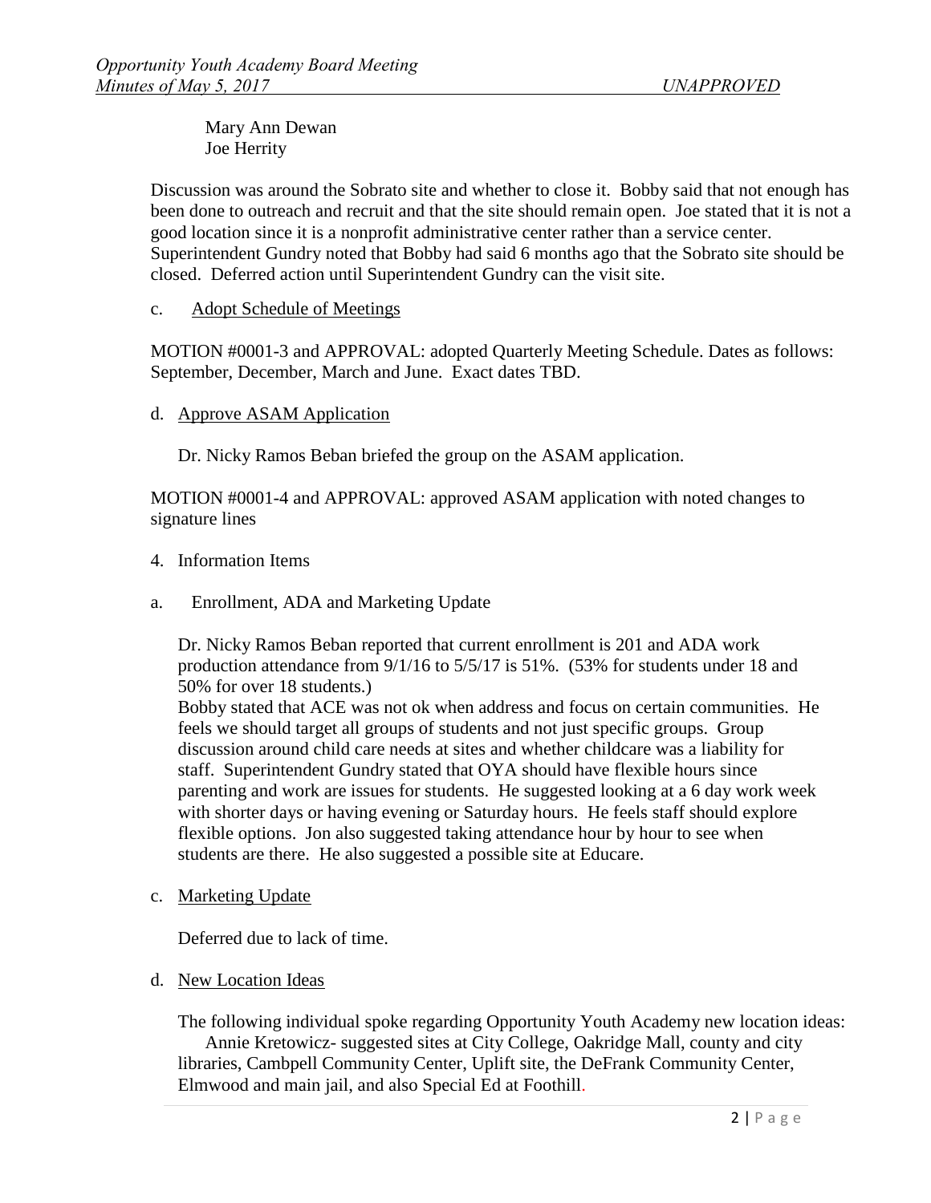Mary Ann Dewan
Joe Herrity

Discussion was around the Sobrato site and whether to close it. Bobby said that not enough has been done to outreach and recruit and that the site should remain open. Joe stated that it is not a good location since it is a nonprofit administrative center rather than a service center. Superintendent Gundry noted that Bobby had said 6 months ago that the Sobrato site should be closed. Deferred action until Superintendent Gundry can the visit site.

c. Adopt Schedule of Meetings

MOTION #0001-3 and APPROVAL: adopted Quarterly Meeting Schedule. Dates as follows: September, December, March and June. Exact dates TBD.

d. Approve ASAM Application

Dr. Nicky Ramos Beban briefed the group on the ASAM application.

MOTION #0001-4 and APPROVAL: approved ASAM application with noted changes to signature lines

4. Information Items

a. Enrollment, ADA and Marketing Update

Dr. Nicky Ramos Beban reported that current enrollment is 201 and ADA work production attendance from 9/1/16 to 5/5/17 is 51%. (53% for students under 18 and 50% for over 18 students.)
Bobby stated that ACE was not ok when address and focus on certain communities. He feels we should target all groups of students and not just specific groups. Group discussion around child care needs at sites and whether childcare was a liability for staff. Superintendent Gundry stated that OYA should have flexible hours since parenting and work are issues for students. He suggested looking at a 6 day work week with shorter days or having evening or Saturday hours. He feels staff should explore flexible options. Jon also suggested taking attendance hour by hour to see when students are there. He also suggested a possible site at Educare.

c. Marketing Update

Deferred due to lack of time.

d. New Location Ideas

The following individual spoke regarding Opportunity Youth Academy new location ideas:
Annie Kretowicz- suggested sites at City College, Oakridge Mall, county and city libraries, Cambpell Community Center, Uplift site, the DeFrank Community Center, Elmwood and main jail, and also Special Ed at Foothill.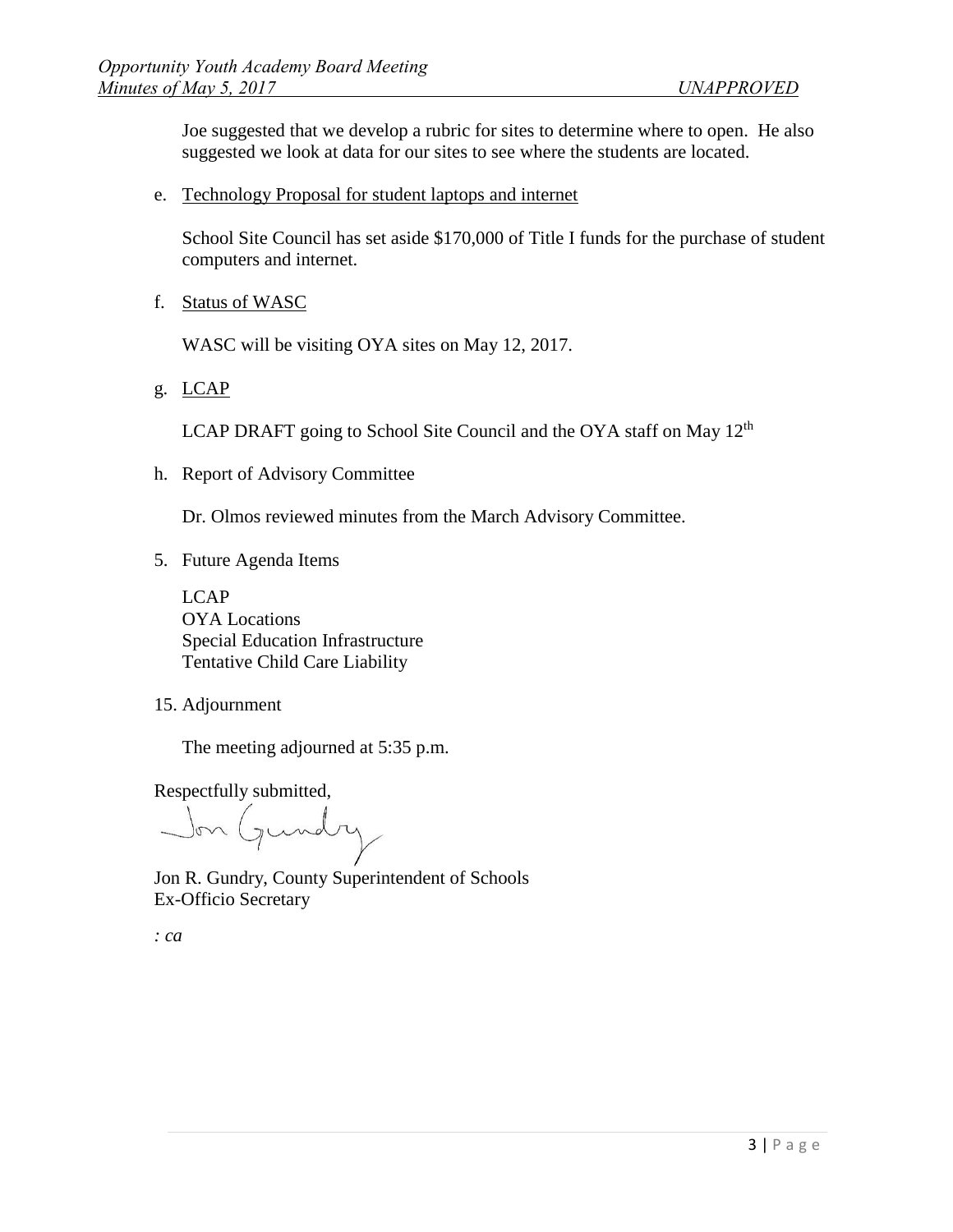Joe suggested that we develop a rubric for sites to determine where to open. He also suggested we look at data for our sites to see where the students are located.

e. Technology Proposal for student laptops and internet

   School Site Council has set aside $170,000 of Title I funds for the purchase of student computers and internet.

f. Status of WASC

   WASC will be visiting OYA sites on May 12, 2017.

g. LCAP

   LCAP DRAFT going to School Site Council and the OYA staff on May 12th

h. Report of Advisory Committee

   Dr. Olmos reviewed minutes from the March Advisory Committee.

5. Future Agenda Items

   LCAP
   OYA Locations
   Special Education Infrastructure
   Tentative Child Care Liability

15. Adjournment

   The meeting adjourned at 5:35 p.m.

Respectfully submitted,

Jon R. Gundry, County Superintendent of Schools
Ex-Officio Secretary

*: ca*